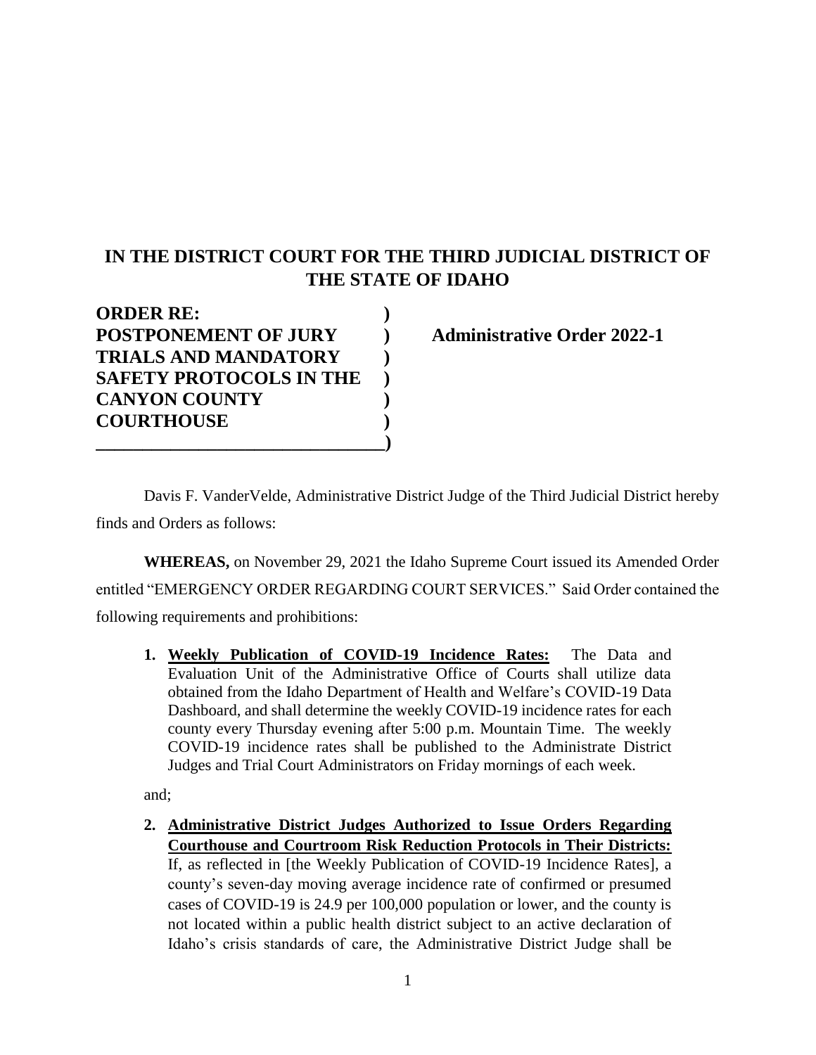# IN THE DISTRICT COURT FOR THE THIRD JUDICIAL DISTRICT OF THE STATE OF IDAHO

| | | |
|---|---|---|
| **ORDER RE: POSTPONEMENT OF JURY TRIALS AND MANDATORY SAFETY PROTOCOLS IN THE CANYON COUNTY COURTHOUSE** | ) | **Administrative Order 2022-1** |

Davis F. VanderVelde, Administrative District Judge of the Third Judicial District hereby finds and Orders as follows:

**WHEREAS,** on November 29, 2021 the Idaho Supreme Court issued its Amended Order entitled "EMERGENCY ORDER REGARDING COURT SERVICES." Said Order contained the following requirements and prohibitions:

1. **<u>Weekly Publication of COVID-19 Incidence Rates:</u>** The Data and Evaluation Unit of the Administrative Office of Courts shall utilize data obtained from the Idaho Department of Health and Welfare's COVID-19 Data Dashboard, and shall determine the weekly COVID-19 incidence rates for each county every Thursday evening after 5:00 p.m. Mountain Time. The weekly COVID-19 incidence rates shall be published to the Administrate District Judges and Trial Court Administrators on Friday mornings of each week.

and;

2. **<u>Administrative District Judges Authorized to Issue Orders Regarding Courthouse and Courtroom Risk Reduction Protocols in Their Districts:</u>** If, as reflected in [the Weekly Publication of COVID-19 Incidence Rates], a county's seven-day moving average incidence rate of confirmed or presumed cases of COVID-19 is 24.9 per 100,000 population or lower, and the county is not located within a public health district subject to an active declaration of Idaho's crisis standards of care, the Administrative District Judge shall be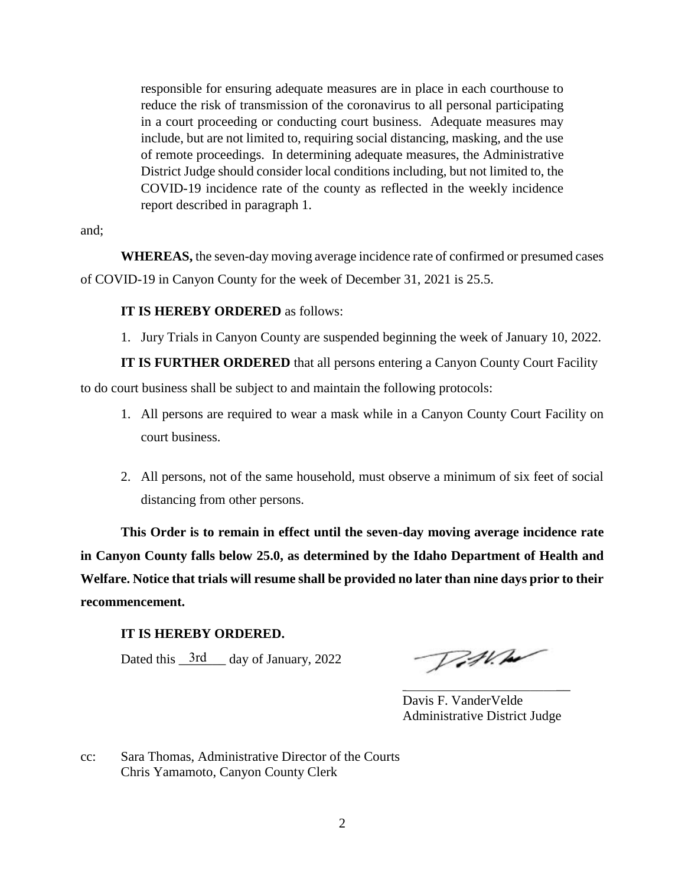responsible for ensuring adequate measures are in place in each courthouse to reduce the risk of transmission of the coronavirus to all personal participating in a court proceeding or conducting court business. Adequate measures may include, but are not limited to, requiring social distancing, masking, and the use of remote proceedings. In determining adequate measures, the Administrative District Judge should consider local conditions including, but not limited to, the COVID-19 incidence rate of the county as reflected in the weekly incidence report described in paragraph 1.

and;

**WHEREAS,** the seven-day moving average incidence rate of confirmed or presumed cases of COVID-19 in Canyon County for the week of December 31, 2021 is 25.5.

**IT IS HEREBY ORDERED** as follows:

1. Jury Trials in Canyon County are suspended beginning the week of January 10, 2022.

**IT IS FURTHER ORDERED** that all persons entering a Canyon County Court Facility to do court business shall be subject to and maintain the following protocols:

1. All persons are required to wear a mask while in a Canyon County Court Facility on court business.

2. All persons, not of the same household, must observe a minimum of six feet of social distancing from other persons.

**This Order is to remain in effect until the seven-day moving average incidence rate in Canyon County falls below 25.0, as determined by the Idaho Department of Health and Welfare. Notice that trials will resume shall be provided no later than nine days prior to their recommencement.**

**IT IS HEREBY ORDERED.**

Dated this 3rd day of January, 2022

Davis F. VanderVelde
Administrative District Judge

cc: Sara Thomas, Administrative Director of the Courts
Chris Yamamoto, Canyon County Clerk